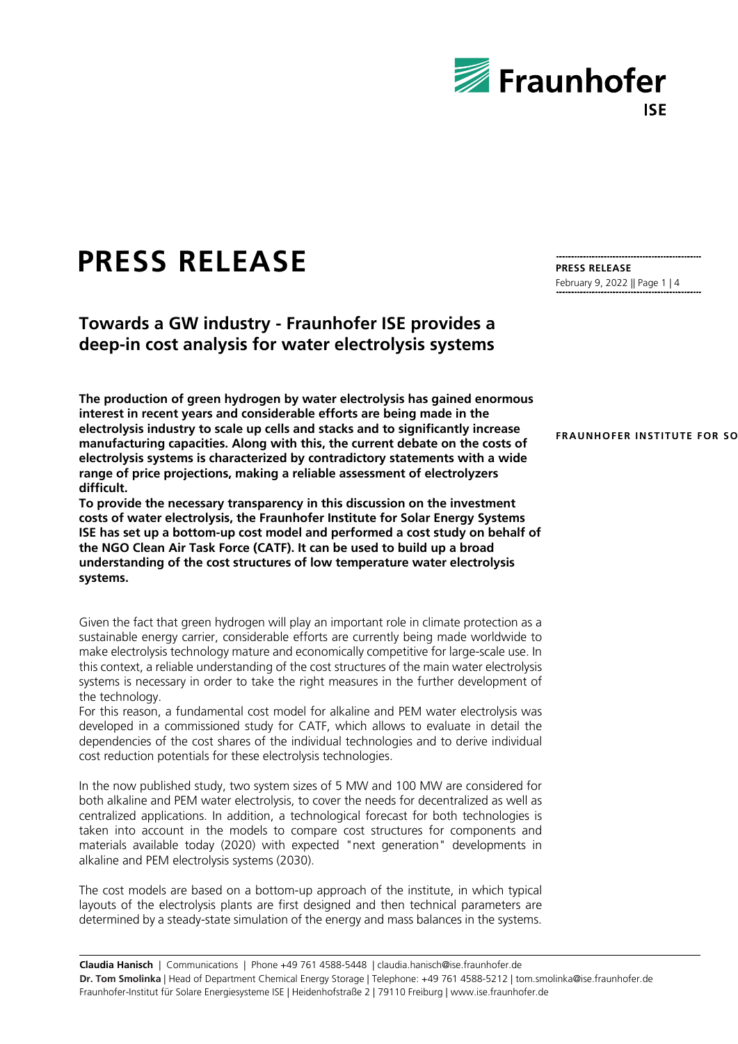# PRESS RELEASE

**PRESS RELEASE**
February 9, 2022

## Towards a GW industry - Fraunhofer ISE provides a deep-in cost analysis for water electrolysis systems

**The production of green hydrogen by water electrolysis has gained enormous interest in recent years and considerable efforts are being made in the electrolysis industry to scale up cells and stacks and to significantly increase manufacturing capacities. Along with this, the current debate on the costs of electrolysis systems is characterized by contradictory statements with a wide range of price projections, making a reliable assessment of electrolyzers difficult.**
**To provide the necessary transparency in this discussion on the investment costs of water electrolysis, the Fraunhofer Institute for Solar Energy Systems ISE has set up a bottom-up cost model and performed a cost study on behalf of the NGO Clean Air Task Force (CATF). It can be used to build up a broad understanding of the cost structures of low temperature water electrolysis systems.**

Given the fact that green hydrogen will play an important role in climate protection as a sustainable energy carrier, considerable efforts are currently being made worldwide to make electrolysis technology mature and economically competitive for large-scale use. In this context, a reliable understanding of the cost structures of the main water electrolysis systems is necessary in order to take the right measures in the further development of the technology.
For this reason, a fundamental cost model for alkaline and PEM water electrolysis was developed in a commissioned study for CATF, which allows to evaluate in detail the dependencies of the cost shares of the individual technologies and to derive individual cost reduction potentials for these electrolysis technologies.

In the now published study, two system sizes of 5 MW and 100 MW are considered for both alkaline and PEM water electrolysis, to cover the needs for decentralized as well as centralized applications. In addition, a technological forecast for both technologies is taken into account in the models to compare cost structures for components and materials available today (2020) with expected "next generation" developments in alkaline and PEM electrolysis systems (2030).

The cost models are based on a bottom-up approach of the institute, in which typical layouts of the electrolysis plants are first designed and then technical parameters are determined by a steady-state simulation of the energy and mass balances in the systems.

**Claudia Hanisch** | Communications | Phone +49 761 4588-5448 | claudia.hanisch@ise.fraunhofer.de
**Dr. Tom Smolinka** | Head of Department Chemical Energy Storage | Telephone: +49 761 4588-5212 | tom.smolinka@ise.fraunhofer.de
Fraunhofer-Institut für Solare Energiesysteme ISE | Heidenhofstraße 2 | 79110 Freiburg | www.ise.fraunhofer.de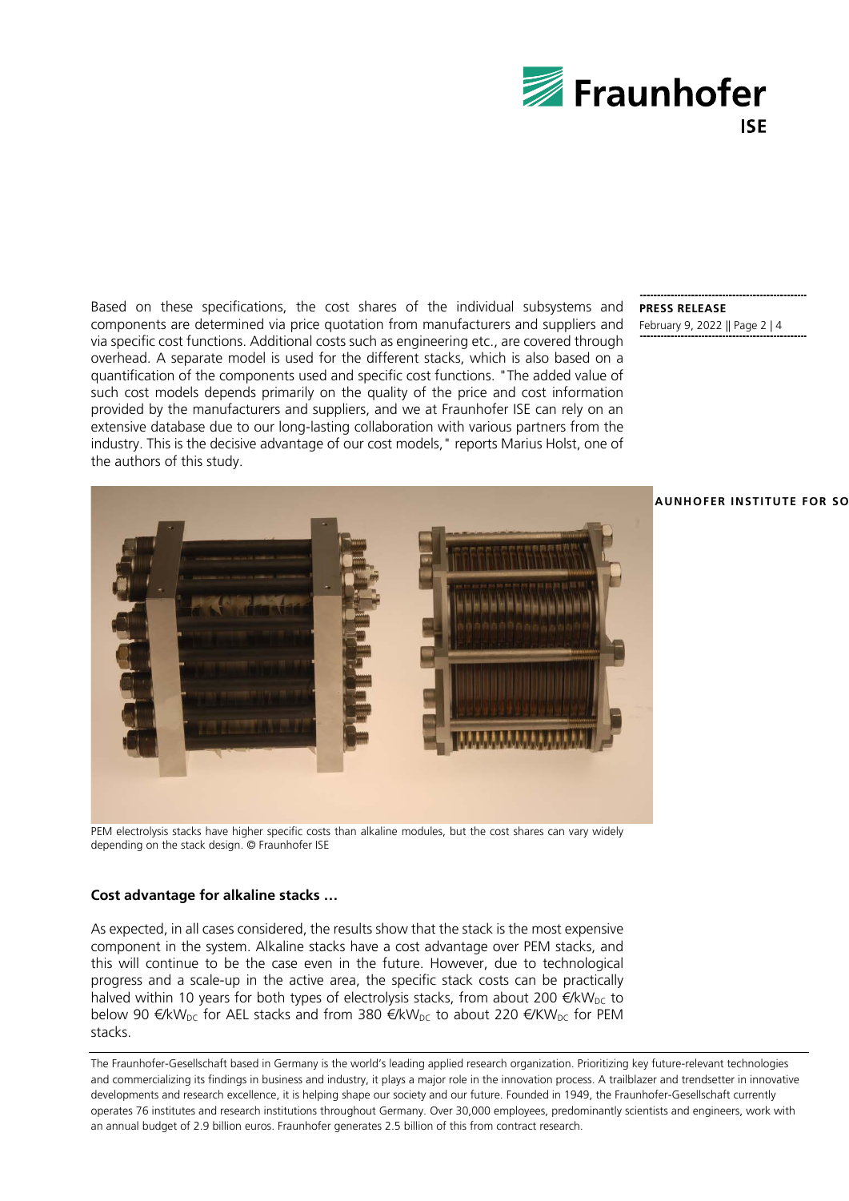Based on these specifications, the cost shares of the individual subsystems and components are determined via price quotation from manufacturers and suppliers and via specific cost functions. Additional costs such as engineering etc., are covered through overhead. A separate model is used for the different stacks, which is also based on a quantification of the components used and specific cost functions. "The added value of such cost models depends primarily on the quality of the price and cost information provided by the manufacturers and suppliers, and we at Fraunhofer ISE can rely on an extensive database due to our long-lasting collaboration with various partners from the industry. This is the decisive advantage of our cost models," reports Marius Holst, one of the authors of this study.

PEM electrolysis stacks have higher specific costs than alkaline modules, but the cost shares can vary widely depending on the stack design. © Fraunhofer ISE

**Cost advantage for alkaline stacks …**

As expected, in all cases considered, the results show that the stack is the most expensive component in the system. Alkaline stacks have a cost advantage over PEM stacks, and this will continue to be the case even in the future. However, due to technological progress and a scale-up in the active area, the specific stack costs can be practically halved within 10 years for both types of electrolysis stacks, from about 200 €/kW$_{DC}$ to below 90 €/kW$_{DC}$ for AEL stacks and from 380 €/kW$_{DC}$ to about 220 €/KW$_{DC}$ for PEM stacks.

The Fraunhofer-Gesellschaft based in Germany is the world's leading applied research organization. Prioritizing key future-relevant technologies and commercializing its findings in business and industry, it plays a major role in the innovation process. A trailblazer and trendsetter in innovative developments and research excellence, it is helping shape our society and our future. Founded in 1949, the Fraunhofer-Gesellschaft currently operates 76 institutes and research institutions throughout Germany. Over 30,000 employees, predominantly scientists and engineers, work with an annual budget of 2.9 billion euros. Fraunhofer generates 2.5 billion of this from contract research.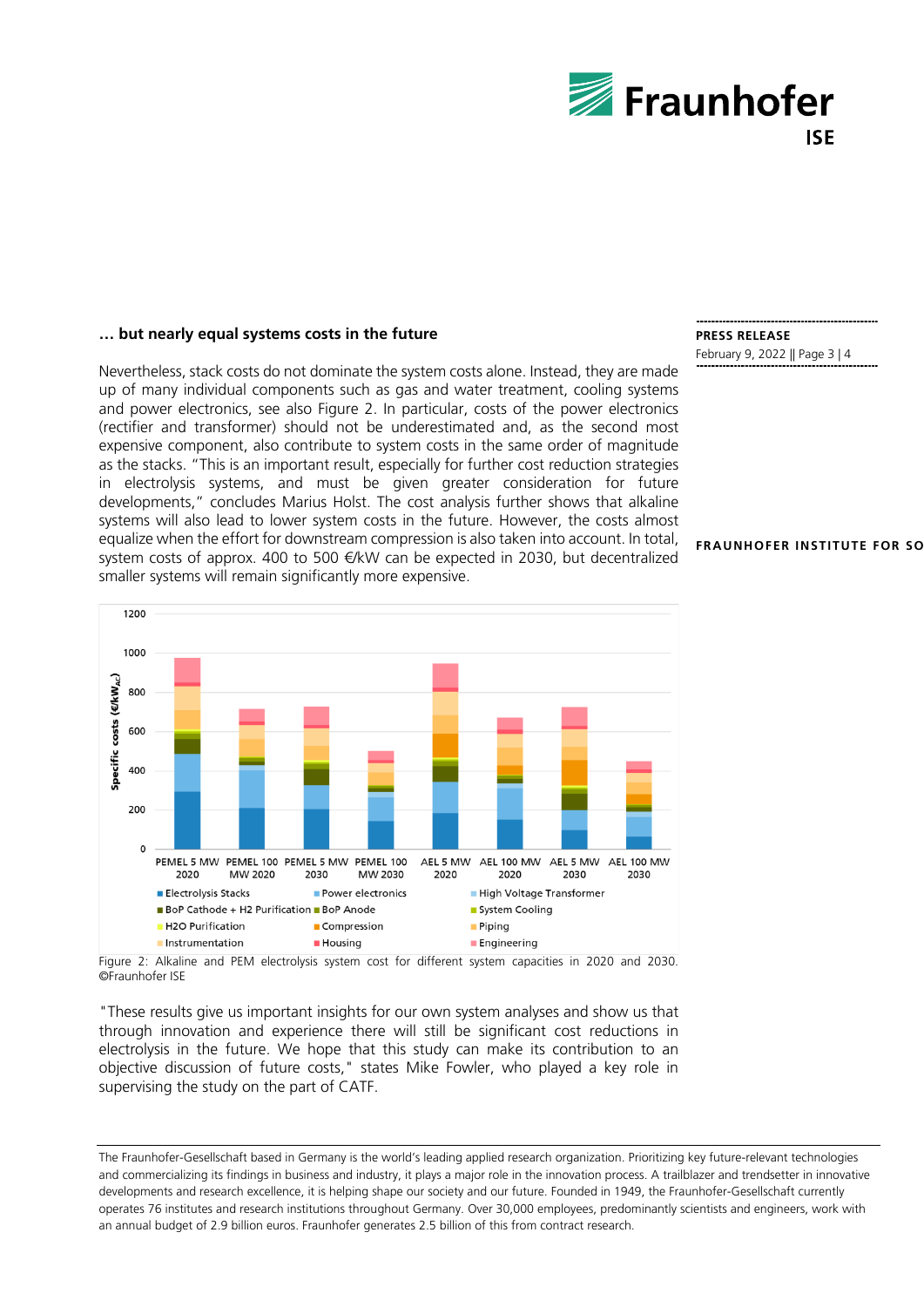**… but nearly equal systems costs in the future**

Nevertheless, stack costs do not dominate the system costs alone. Instead, they are made up of many individual components such as gas and water treatment, cooling systems and power electronics, see also Figure 2. In particular, costs of the power electronics (rectifier and transformer) should not be underestimated and, as the second most expensive component, also contribute to system costs in the same order of magnitude as the stacks. "This is an important result, especially for further cost reduction strategies in electrolysis systems, and must be given greater consideration for future developments," concludes Marius Holst. The cost analysis further shows that alkaline systems will also lead to lower system costs in the future. However, the costs almost equalize when the effort for downstream compression is also taken into account. In total, system costs of approx. 400 to 500 €/kW can be expected in 2030, but decentralized smaller systems will remain significantly more expensive.

Figure 2: Alkaline and PEM electrolysis system cost for different system capacities in 2020 and 2030. ©Fraunhofer ISE

"These results give us important insights for our own system analyses and show us that through innovation and experience there will still be significant cost reductions in electrolysis in the future. We hope that this study can make its contribution to an objective discussion of future costs," states Mike Fowler, who played a key role in supervising the study on the part of CATF.

The Fraunhofer-Gesellschaft based in Germany is the world's leading applied research organization. Prioritizing key future-relevant technologies and commercializing its findings in business and industry, it plays a major role in the innovation process. A trailblazer and trendsetter in innovative developments and research excellence, it is helping shape our society and our future. Founded in 1949, the Fraunhofer-Gesellschaft currently operates 76 institutes and research institutions throughout Germany. Over 30,000 employees, predominantly scientists and engineers, work with an annual budget of 2.9 billion euros. Fraunhofer generates 2.5 billion of this from contract research.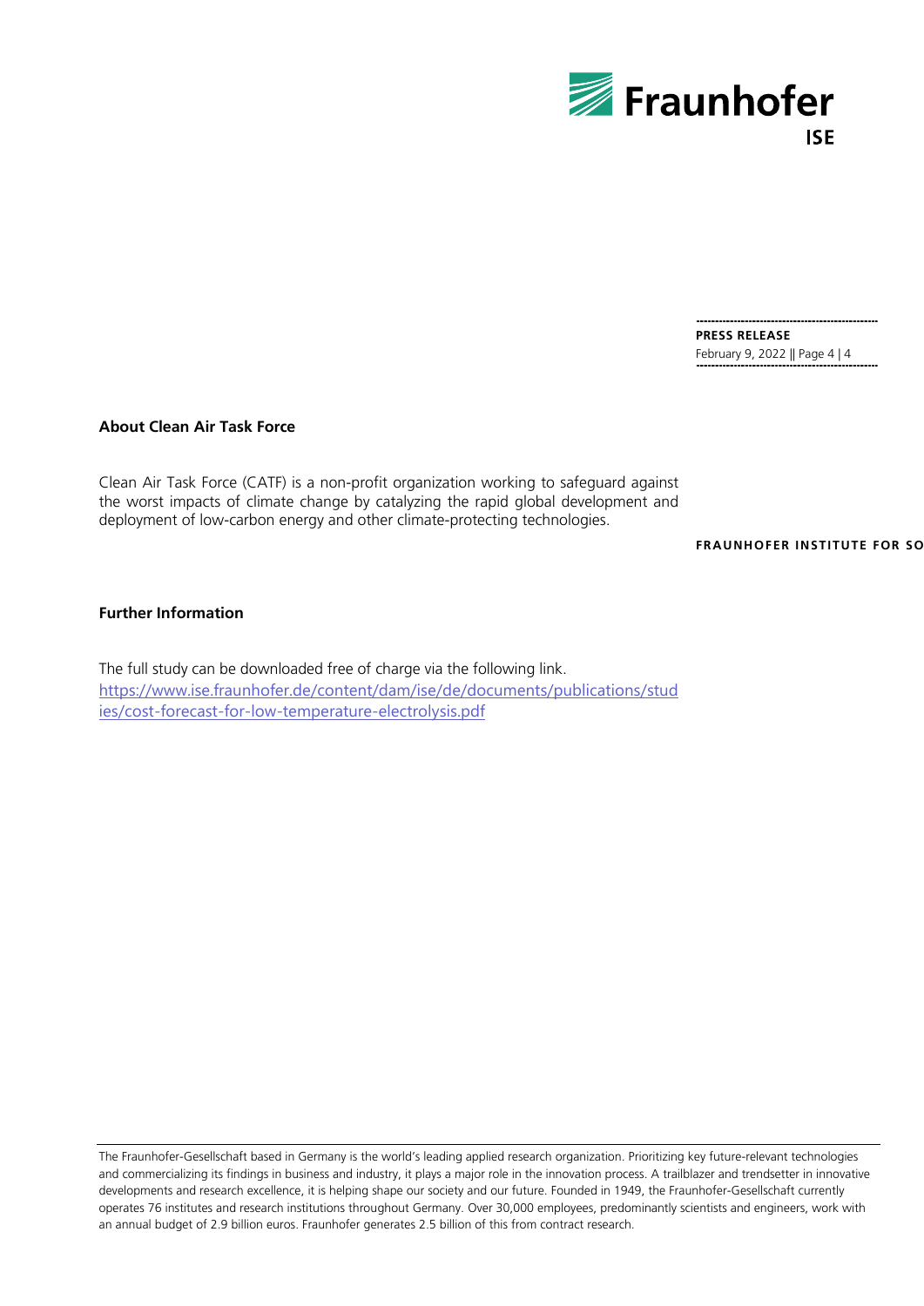## About Clean Air Task Force

Clean Air Task Force (CATF) is a non-profit organization working to safeguard against the worst impacts of climate change by catalyzing the rapid global development and deployment of low-carbon energy and other climate-protecting technologies.

## Further Information

The full study can be downloaded free of charge via the following link.
https://www.ise.fraunhofer.de/content/dam/ise/de/documents/publications/studies/cost-forecast-for-low-temperature-electrolysis.pdf

The Fraunhofer-Gesellschaft based in Germany is the world's leading applied research organization. Prioritizing key future-relevant technologies and commercializing its findings in business and industry, it plays a major role in the innovation process. A trailblazer and trendsetter in innovative developments and research excellence, it is helping shape our society and our future. Founded in 1949, the Fraunhofer-Gesellschaft currently operates 76 institutes and research institutions throughout Germany. Over 30,000 employees, predominantly scientists and engineers, work with an annual budget of 2.9 billion euros. Fraunhofer generates 2.5 billion of this from contract research.